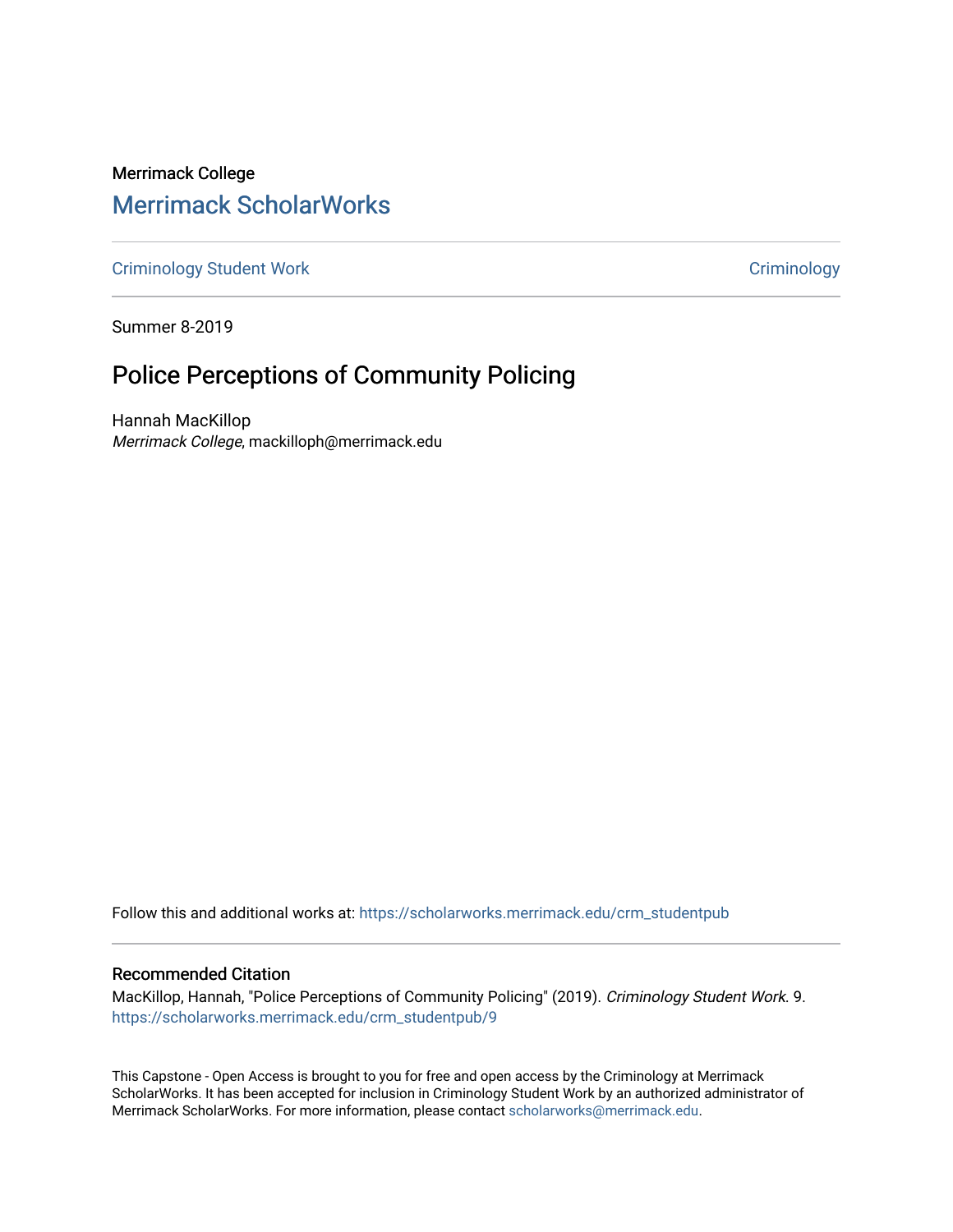Merrimack College

# Merrimack ScholarWorks

Criminology Student Work | Criminology

Summer 8-2019

## Police Perceptions of Community Policing

Hannah MacKillop
*Merrimack College*, mackilloph@merrimack.edu

Follow this and additional works at: https://scholarworks.merrimack.edu/crm_studentpub

### Recommended Citation

MacKillop, Hannah, "Police Perceptions of Community Policing" (2019). *Criminology Student Work*. 9.
https://scholarworks.merrimack.edu/crm_studentpub/9

This Capstone - Open Access is brought to you for free and open access by the Criminology at Merrimack ScholarWorks. It has been accepted for inclusion in Criminology Student Work by an authorized administrator of Merrimack ScholarWorks. For more information, please contact scholarworks@merrimack.edu.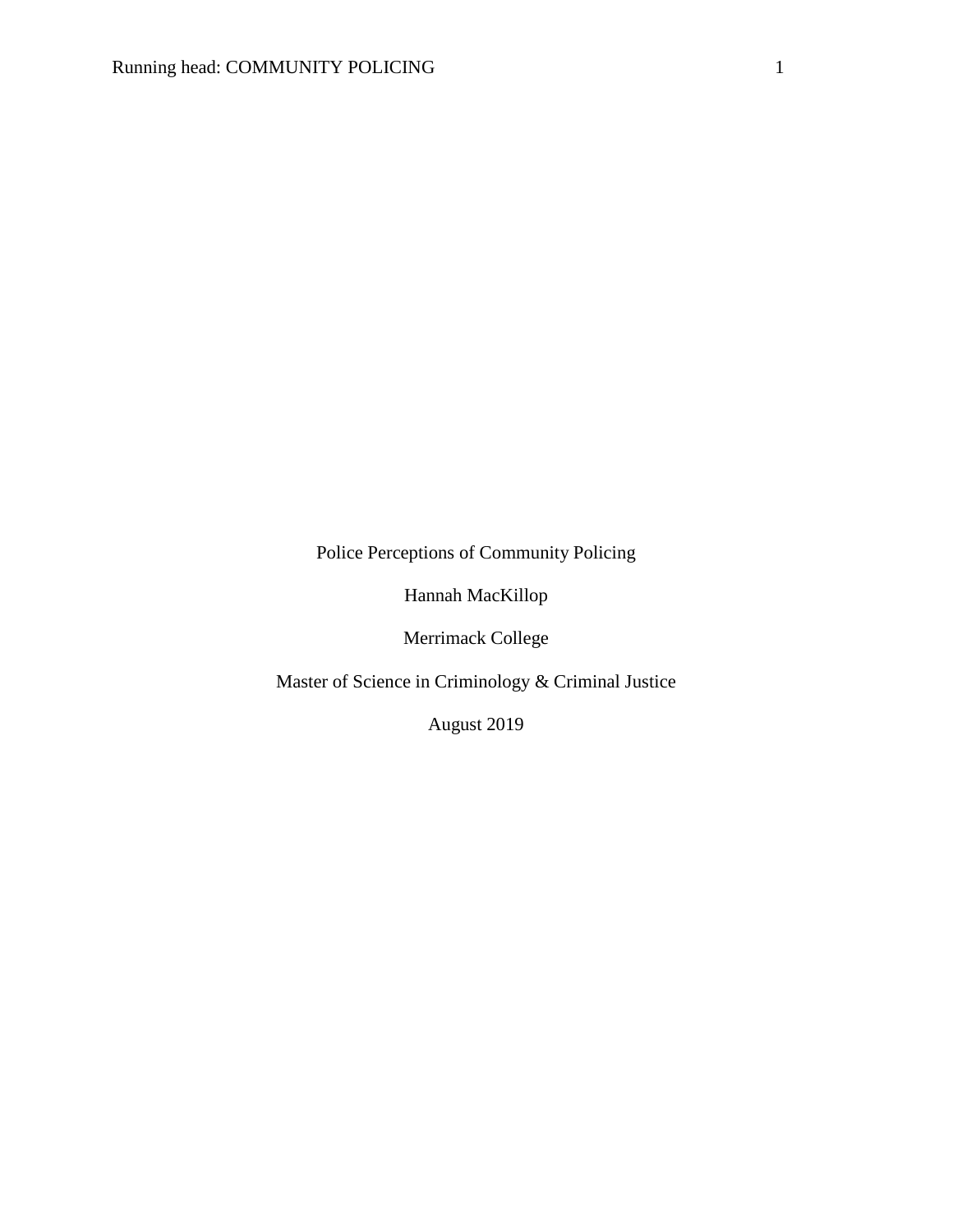Police Perceptions of Community Policing

Hannah MacKillop

Merrimack College

Master of Science in Criminology & Criminal Justice

August 2019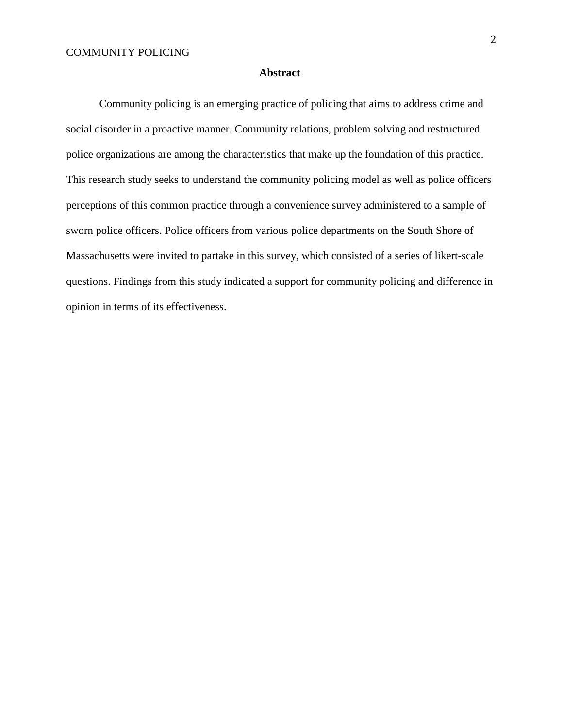## Abstract

Community policing is an emerging practice of policing that aims to address crime and social disorder in a proactive manner. Community relations, problem solving and restructured police organizations are among the characteristics that make up the foundation of this practice. This research study seeks to understand the community policing model as well as police officers perceptions of this common practice through a convenience survey administered to a sample of sworn police officers. Police officers from various police departments on the South Shore of Massachusetts were invited to partake in this survey, which consisted of a series of likert-scale questions. Findings from this study indicated a support for community policing and difference in opinion in terms of its effectiveness.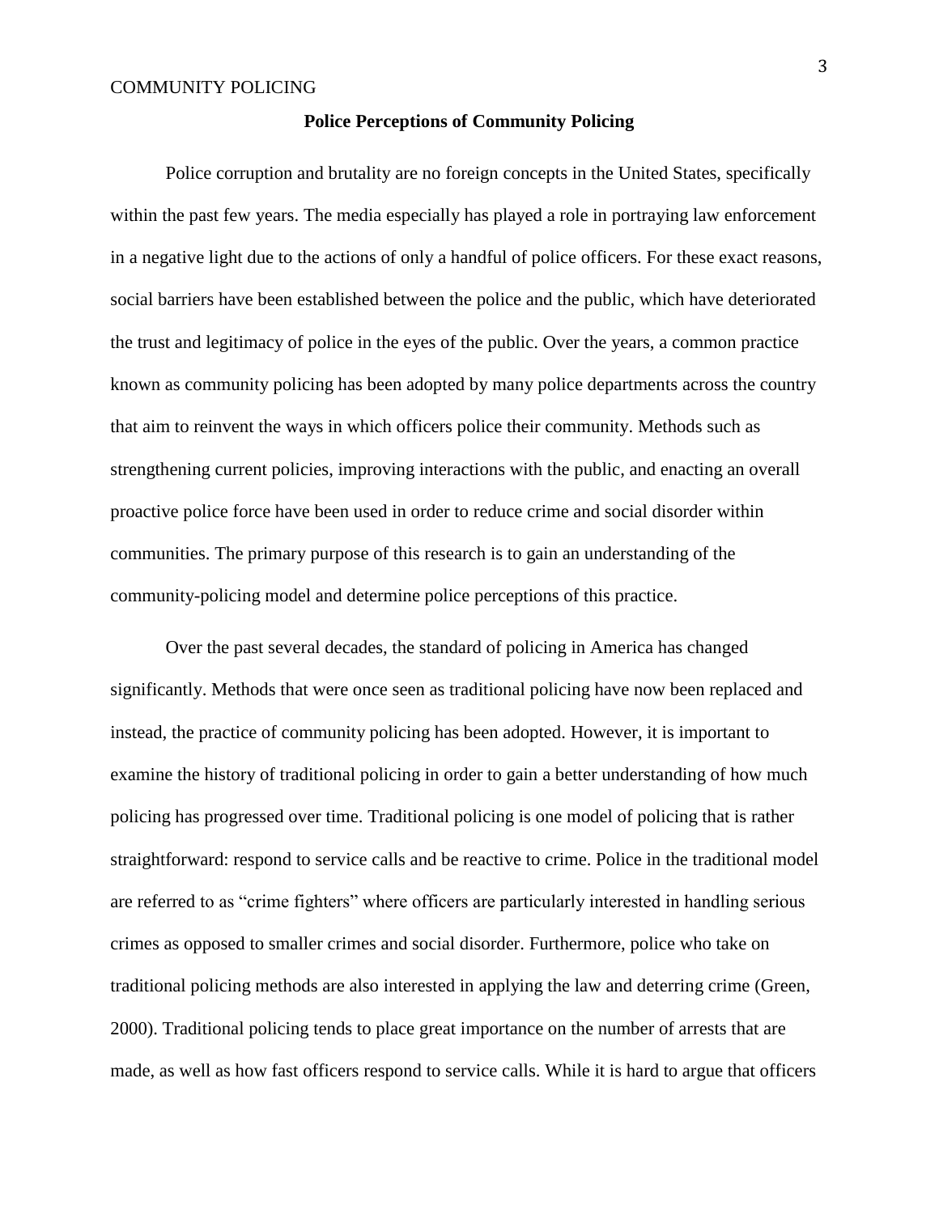**Police Perceptions of Community Policing**

Police corruption and brutality are no foreign concepts in the United States, specifically within the past few years. The media especially has played a role in portraying law enforcement in a negative light due to the actions of only a handful of police officers. For these exact reasons, social barriers have been established between the police and the public, which have deteriorated the trust and legitimacy of police in the eyes of the public. Over the years, a common practice known as community policing has been adopted by many police departments across the country that aim to reinvent the ways in which officers police their community. Methods such as strengthening current policies, improving interactions with the public, and enacting an overall proactive police force have been used in order to reduce crime and social disorder within communities. The primary purpose of this research is to gain an understanding of the community-policing model and determine police perceptions of this practice.

Over the past several decades, the standard of policing in America has changed significantly. Methods that were once seen as traditional policing have now been replaced and instead, the practice of community policing has been adopted. However, it is important to examine the history of traditional policing in order to gain a better understanding of how much policing has progressed over time. Traditional policing is one model of policing that is rather straightforward: respond to service calls and be reactive to crime. Police in the traditional model are referred to as "crime fighters" where officers are particularly interested in handling serious crimes as opposed to smaller crimes and social disorder. Furthermore, police who take on traditional policing methods are also interested in applying the law and deterring crime (Green, 2000). Traditional policing tends to place great importance on the number of arrests that are made, as well as how fast officers respond to service calls. While it is hard to argue that officers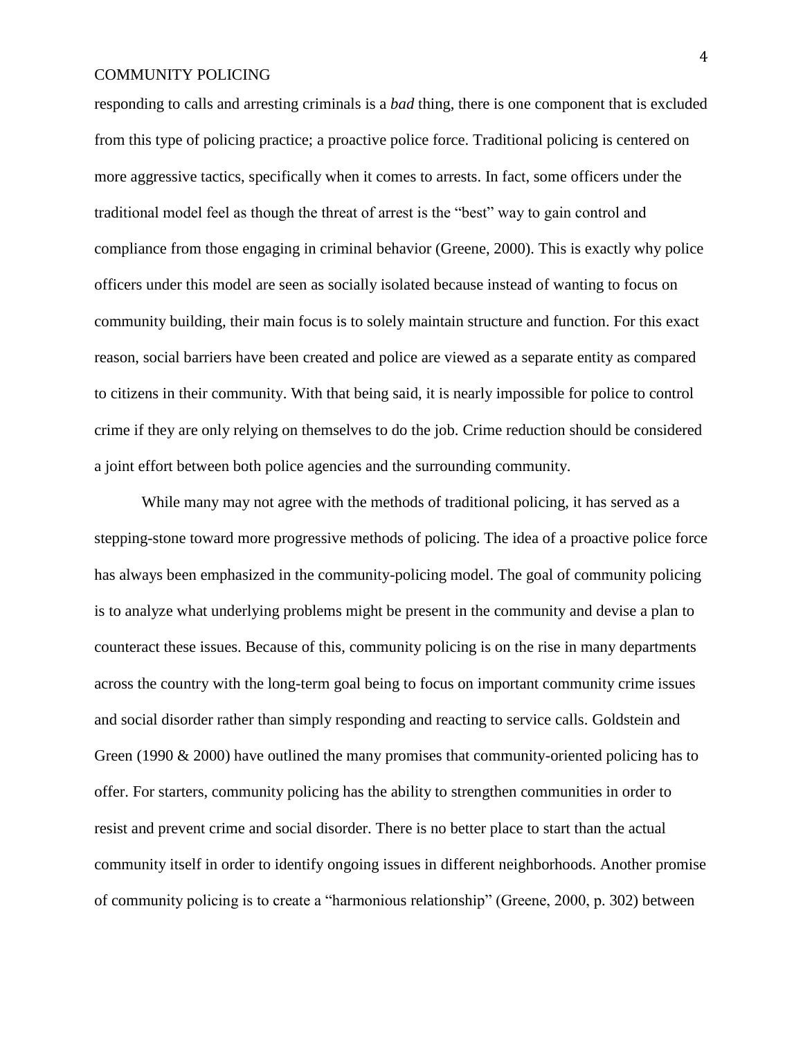responding to calls and arresting criminals is a *bad* thing, there is one component that is excluded from this type of policing practice; a proactive police force. Traditional policing is centered on more aggressive tactics, specifically when it comes to arrests. In fact, some officers under the traditional model feel as though the threat of arrest is the "best" way to gain control and compliance from those engaging in criminal behavior (Greene, 2000). This is exactly why police officers under this model are seen as socially isolated because instead of wanting to focus on community building, their main focus is to solely maintain structure and function. For this exact reason, social barriers have been created and police are viewed as a separate entity as compared to citizens in their community. With that being said, it is nearly impossible for police to control crime if they are only relying on themselves to do the job. Crime reduction should be considered a joint effort between both police agencies and the surrounding community.

While many may not agree with the methods of traditional policing, it has served as a stepping-stone toward more progressive methods of policing. The idea of a proactive police force has always been emphasized in the community-policing model. The goal of community policing is to analyze what underlying problems might be present in the community and devise a plan to counteract these issues. Because of this, community policing is on the rise in many departments across the country with the long-term goal being to focus on important community crime issues and social disorder rather than simply responding and reacting to service calls. Goldstein and Green (1990 & 2000) have outlined the many promises that community-oriented policing has to offer. For starters, community policing has the ability to strengthen communities in order to resist and prevent crime and social disorder. There is no better place to start than the actual community itself in order to identify ongoing issues in different neighborhoods. Another promise of community policing is to create a "harmonious relationship" (Greene, 2000, p. 302) between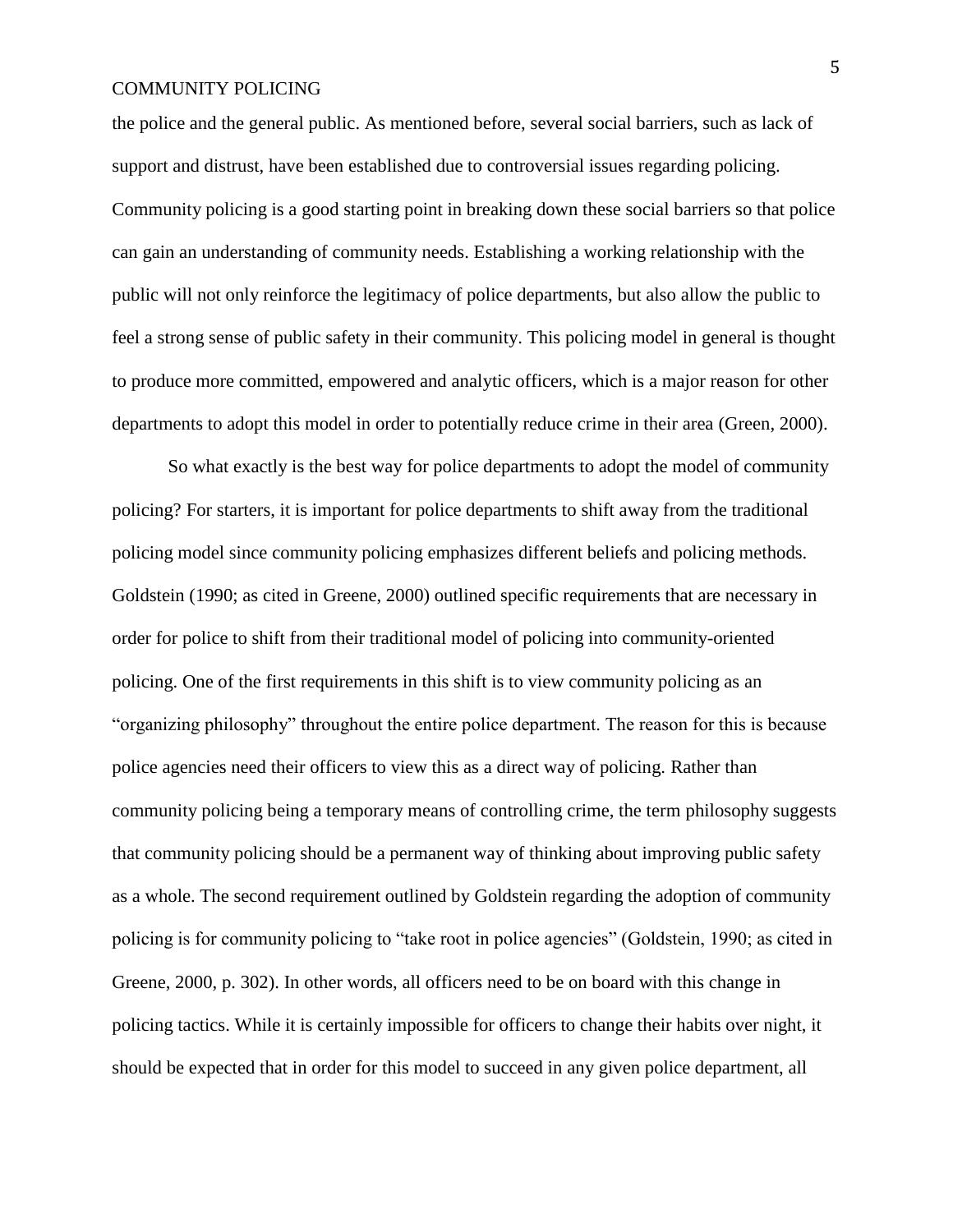the police and the general public. As mentioned before, several social barriers, such as lack of support and distrust, have been established due to controversial issues regarding policing. Community policing is a good starting point in breaking down these social barriers so that police can gain an understanding of community needs. Establishing a working relationship with the public will not only reinforce the legitimacy of police departments, but also allow the public to feel a strong sense of public safety in their community. This policing model in general is thought to produce more committed, empowered and analytic officers, which is a major reason for other departments to adopt this model in order to potentially reduce crime in their area (Green, 2000).

So what exactly is the best way for police departments to adopt the model of community policing? For starters, it is important for police departments to shift away from the traditional policing model since community policing emphasizes different beliefs and policing methods. Goldstein (1990; as cited in Greene, 2000) outlined specific requirements that are necessary in order for police to shift from their traditional model of policing into community-oriented policing. One of the first requirements in this shift is to view community policing as an "organizing philosophy" throughout the entire police department. The reason for this is because police agencies need their officers to view this as a direct way of policing. Rather than community policing being a temporary means of controlling crime, the term philosophy suggests that community policing should be a permanent way of thinking about improving public safety as a whole. The second requirement outlined by Goldstein regarding the adoption of community policing is for community policing to "take root in police agencies" (Goldstein, 1990; as cited in Greene, 2000, p. 302). In other words, all officers need to be on board with this change in policing tactics. While it is certainly impossible for officers to change their habits over night, it should be expected that in order for this model to succeed in any given police department, all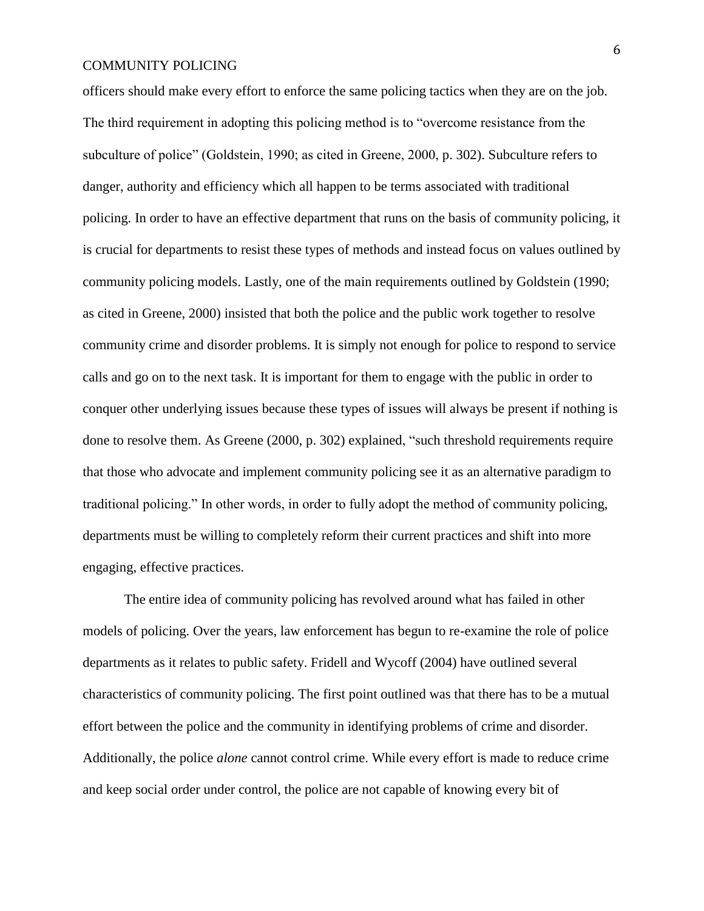officers should make every effort to enforce the same policing tactics when they are on the job. The third requirement in adopting this policing method is to "overcome resistance from the subculture of police" (Goldstein, 1990; as cited in Greene, 2000, p. 302). Subculture refers to danger, authority and efficiency which all happen to be terms associated with traditional policing. In order to have an effective department that runs on the basis of community policing, it is crucial for departments to resist these types of methods and instead focus on values outlined by community policing models. Lastly, one of the main requirements outlined by Goldstein (1990; as cited in Greene, 2000) insisted that both the police and the public work together to resolve community crime and disorder problems. It is simply not enough for police to respond to service calls and go on to the next task. It is important for them to engage with the public in order to conquer other underlying issues because these types of issues will always be present if nothing is done to resolve them. As Greene (2000, p. 302) explained, "such threshold requirements require that those who advocate and implement community policing see it as an alternative paradigm to traditional policing." In other words, in order to fully adopt the method of community policing, departments must be willing to completely reform their current practices and shift into more engaging, effective practices.

The entire idea of community policing has revolved around what has failed in other models of policing. Over the years, law enforcement has begun to re-examine the role of police departments as it relates to public safety. Fridell and Wycoff (2004) have outlined several characteristics of community policing. The first point outlined was that there has to be a mutual effort between the police and the community in identifying problems of crime and disorder. Additionally, the police *alone* cannot control crime. While every effort is made to reduce crime and keep social order under control, the police are not capable of knowing every bit of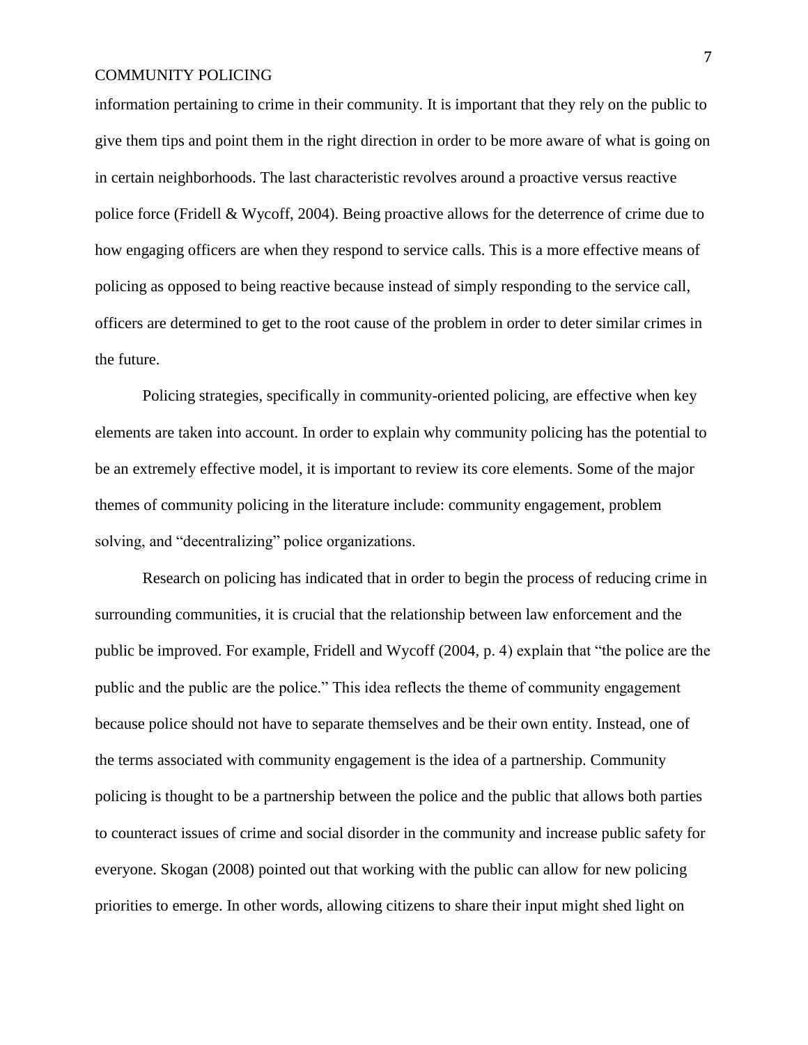information pertaining to crime in their community. It is important that they rely on the public to give them tips and point them in the right direction in order to be more aware of what is going on in certain neighborhoods. The last characteristic revolves around a proactive versus reactive police force (Fridell & Wycoff, 2004). Being proactive allows for the deterrence of crime due to how engaging officers are when they respond to service calls. This is a more effective means of policing as opposed to being reactive because instead of simply responding to the service call, officers are determined to get to the root cause of the problem in order to deter similar crimes in the future.

Policing strategies, specifically in community-oriented policing, are effective when key elements are taken into account. In order to explain why community policing has the potential to be an extremely effective model, it is important to review its core elements. Some of the major themes of community policing in the literature include: community engagement, problem solving, and "decentralizing" police organizations.

Research on policing has indicated that in order to begin the process of reducing crime in surrounding communities, it is crucial that the relationship between law enforcement and the public be improved. For example, Fridell and Wycoff (2004, p. 4) explain that "the police are the public and the public are the police." This idea reflects the theme of community engagement because police should not have to separate themselves and be their own entity. Instead, one of the terms associated with community engagement is the idea of a partnership. Community policing is thought to be a partnership between the police and the public that allows both parties to counteract issues of crime and social disorder in the community and increase public safety for everyone. Skogan (2008) pointed out that working with the public can allow for new policing priorities to emerge. In other words, allowing citizens to share their input might shed light on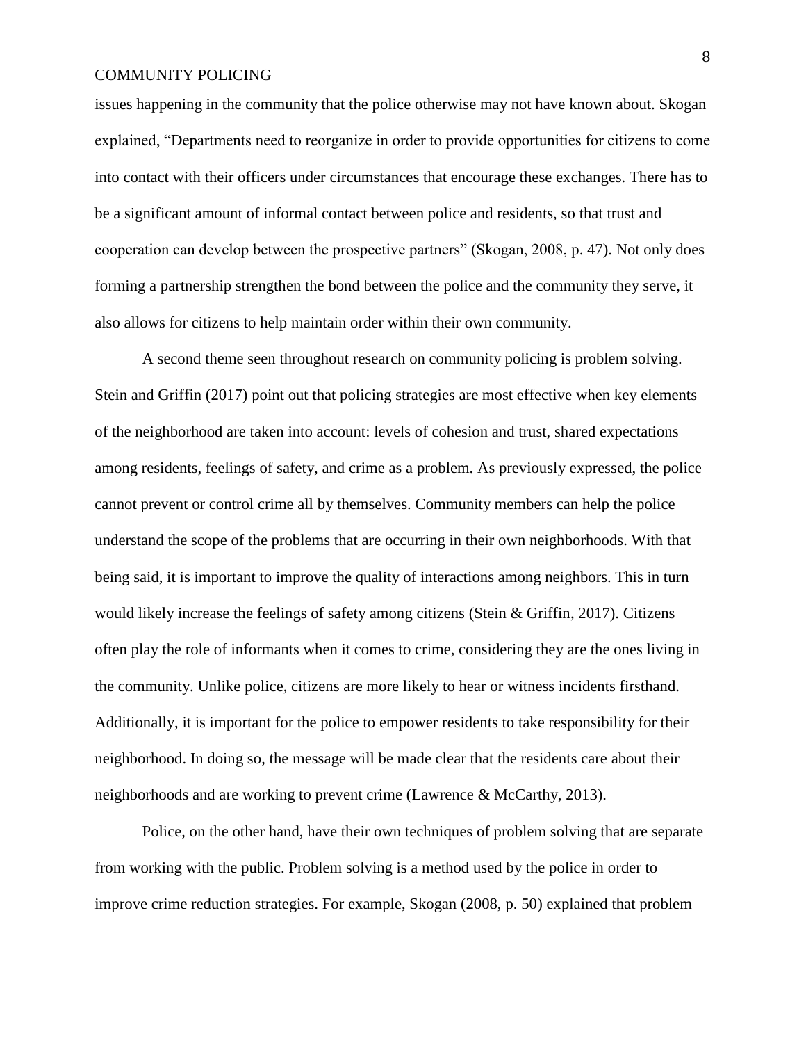issues happening in the community that the police otherwise may not have known about. Skogan explained, "Departments need to reorganize in order to provide opportunities for citizens to come into contact with their officers under circumstances that encourage these exchanges. There has to be a significant amount of informal contact between police and residents, so that trust and cooperation can develop between the prospective partners" (Skogan, 2008, p. 47). Not only does forming a partnership strengthen the bond between the police and the community they serve, it also allows for citizens to help maintain order within their own community.

A second theme seen throughout research on community policing is problem solving. Stein and Griffin (2017) point out that policing strategies are most effective when key elements of the neighborhood are taken into account: levels of cohesion and trust, shared expectations among residents, feelings of safety, and crime as a problem. As previously expressed, the police cannot prevent or control crime all by themselves. Community members can help the police understand the scope of the problems that are occurring in their own neighborhoods. With that being said, it is important to improve the quality of interactions among neighbors. This in turn would likely increase the feelings of safety among citizens (Stein & Griffin, 2017). Citizens often play the role of informants when it comes to crime, considering they are the ones living in the community. Unlike police, citizens are more likely to hear or witness incidents firsthand. Additionally, it is important for the police to empower residents to take responsibility for their neighborhood. In doing so, the message will be made clear that the residents care about their neighborhoods and are working to prevent crime (Lawrence & McCarthy, 2013).

Police, on the other hand, have their own techniques of problem solving that are separate from working with the public. Problem solving is a method used by the police in order to improve crime reduction strategies. For example, Skogan (2008, p. 50) explained that problem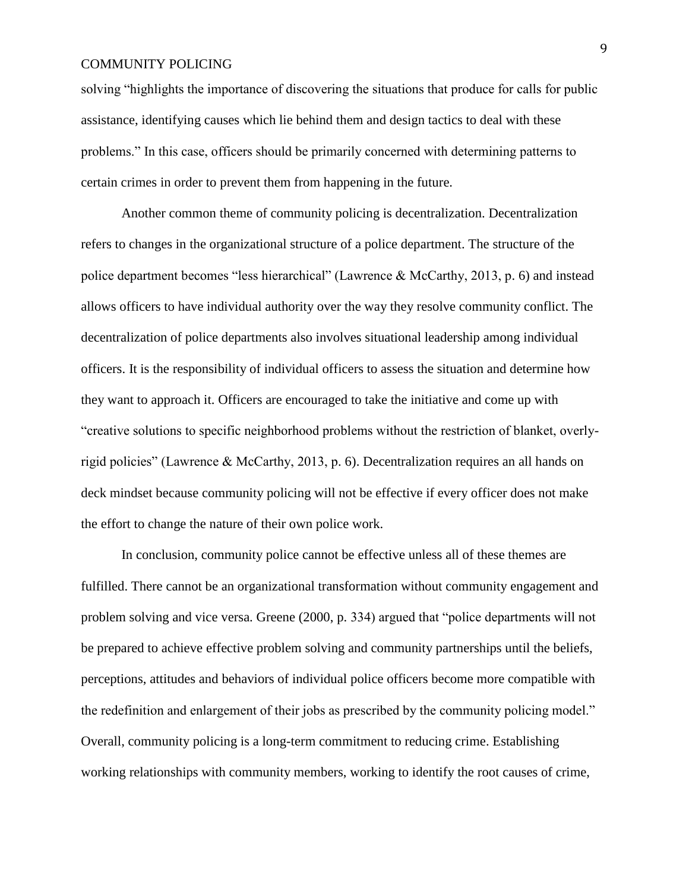solving "highlights the importance of discovering the situations that produce for calls for public assistance, identifying causes which lie behind them and design tactics to deal with these problems." In this case, officers should be primarily concerned with determining patterns to certain crimes in order to prevent them from happening in the future.

Another common theme of community policing is decentralization. Decentralization refers to changes in the organizational structure of a police department. The structure of the police department becomes "less hierarchical" (Lawrence & McCarthy, 2013, p. 6) and instead allows officers to have individual authority over the way they resolve community conflict. The decentralization of police departments also involves situational leadership among individual officers. It is the responsibility of individual officers to assess the situation and determine how they want to approach it. Officers are encouraged to take the initiative and come up with "creative solutions to specific neighborhood problems without the restriction of blanket, overly-rigid policies" (Lawrence & McCarthy, 2013, p. 6). Decentralization requires an all hands on deck mindset because community policing will not be effective if every officer does not make the effort to change the nature of their own police work.

In conclusion, community police cannot be effective unless all of these themes are fulfilled. There cannot be an organizational transformation without community engagement and problem solving and vice versa. Greene (2000, p. 334) argued that "police departments will not be prepared to achieve effective problem solving and community partnerships until the beliefs, perceptions, attitudes and behaviors of individual police officers become more compatible with the redefinition and enlargement of their jobs as prescribed by the community policing model." Overall, community policing is a long-term commitment to reducing crime. Establishing working relationships with community members, working to identify the root causes of crime,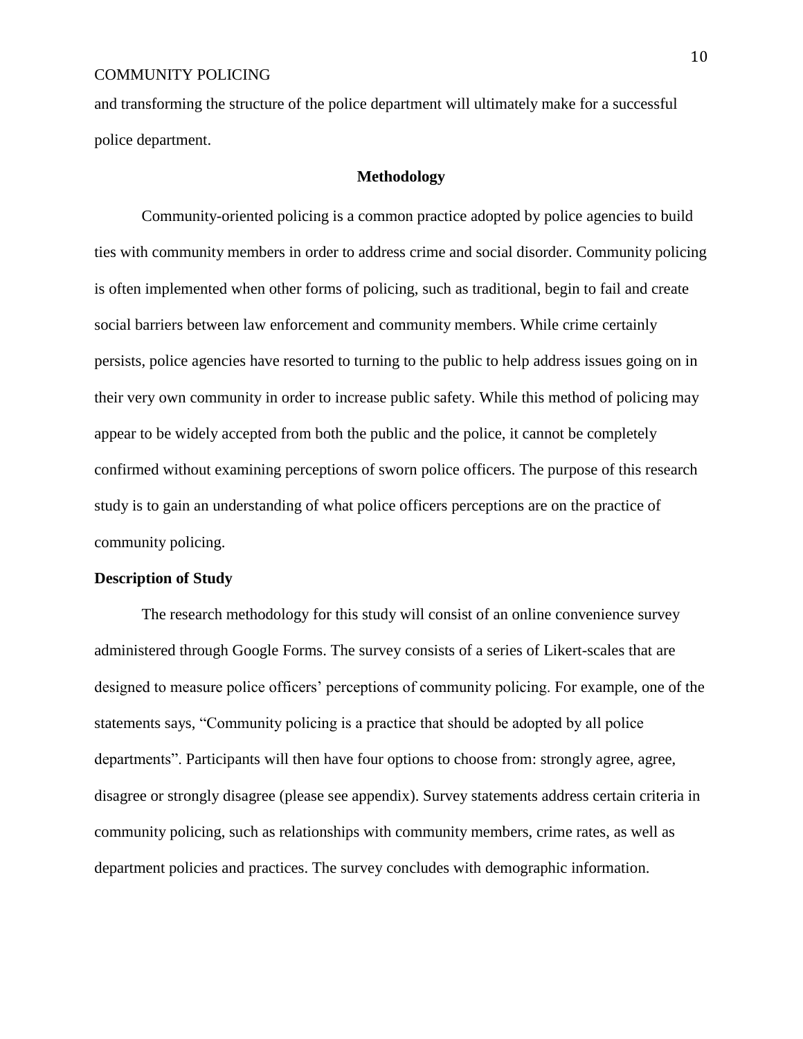and transforming the structure of the police department will ultimately make for a successful police department.

## Methodology

Community-oriented policing is a common practice adopted by police agencies to build ties with community members in order to address crime and social disorder. Community policing is often implemented when other forms of policing, such as traditional, begin to fail and create social barriers between law enforcement and community members. While crime certainly persists, police agencies have resorted to turning to the public to help address issues going on in their very own community in order to increase public safety. While this method of policing may appear to be widely accepted from both the public and the police, it cannot be completely confirmed without examining perceptions of sworn police officers. The purpose of this research study is to gain an understanding of what police officers perceptions are on the practice of community policing.

### Description of Study

The research methodology for this study will consist of an online convenience survey administered through Google Forms. The survey consists of a series of Likert-scales that are designed to measure police officers' perceptions of community policing. For example, one of the statements says, "Community policing is a practice that should be adopted by all police departments". Participants will then have four options to choose from: strongly agree, agree, disagree or strongly disagree (please see appendix). Survey statements address certain criteria in community policing, such as relationships with community members, crime rates, as well as department policies and practices. The survey concludes with demographic information.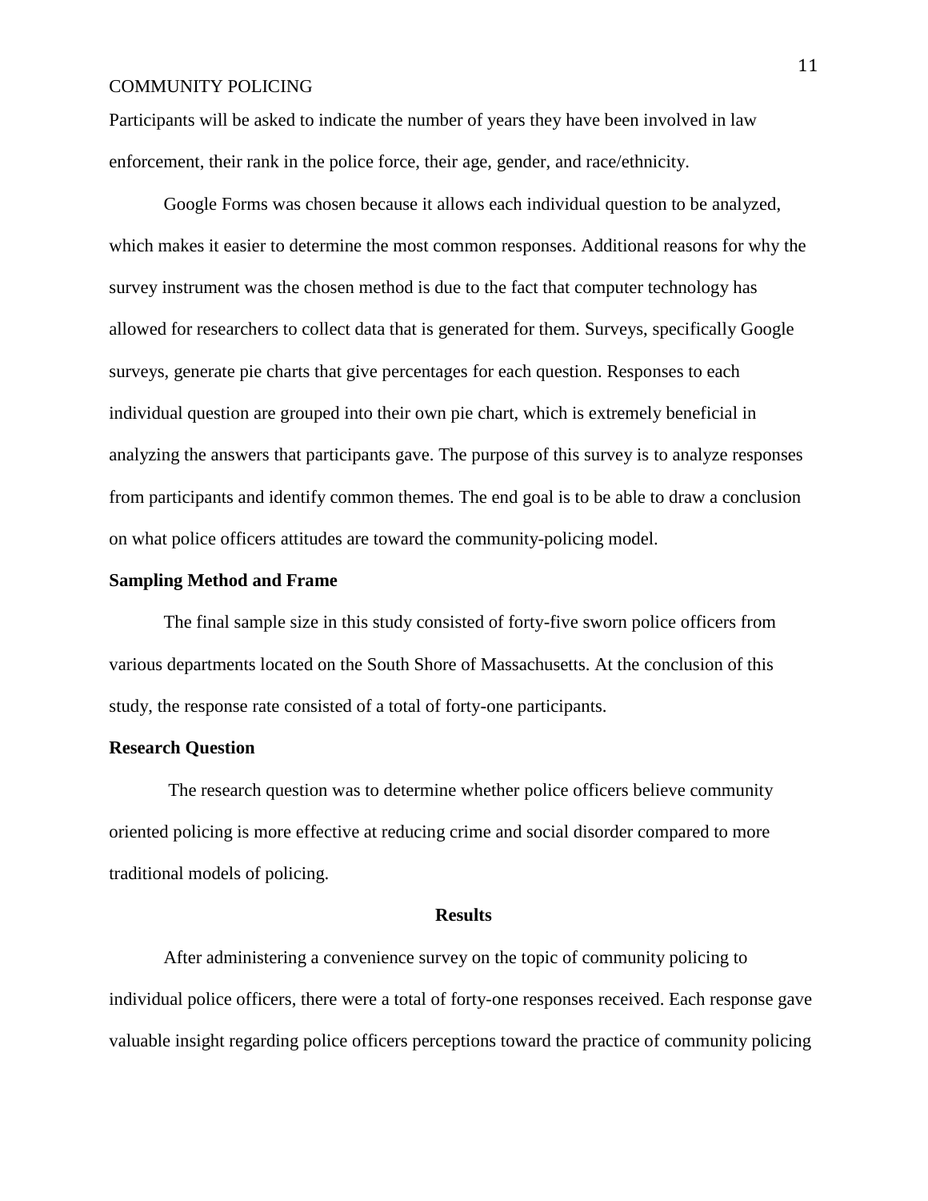Participants will be asked to indicate the number of years they have been involved in law enforcement, their rank in the police force, their age, gender, and race/ethnicity.

Google Forms was chosen because it allows each individual question to be analyzed, which makes it easier to determine the most common responses. Additional reasons for why the survey instrument was the chosen method is due to the fact that computer technology has allowed for researchers to collect data that is generated for them. Surveys, specifically Google surveys, generate pie charts that give percentages for each question. Responses to each individual question are grouped into their own pie chart, which is extremely beneficial in analyzing the answers that participants gave. The purpose of this survey is to analyze responses from participants and identify common themes. The end goal is to be able to draw a conclusion on what police officers attitudes are toward the community-policing model.

### Sampling Method and Frame

The final sample size in this study consisted of forty-five sworn police officers from various departments located on the South Shore of Massachusetts. At the conclusion of this study, the response rate consisted of a total of forty-one participants.

### Research Question

The research question was to determine whether police officers believe community oriented policing is more effective at reducing crime and social disorder compared to more traditional models of policing.

## Results

After administering a convenience survey on the topic of community policing to individual police officers, there were a total of forty-one responses received. Each response gave valuable insight regarding police officers perceptions toward the practice of community policing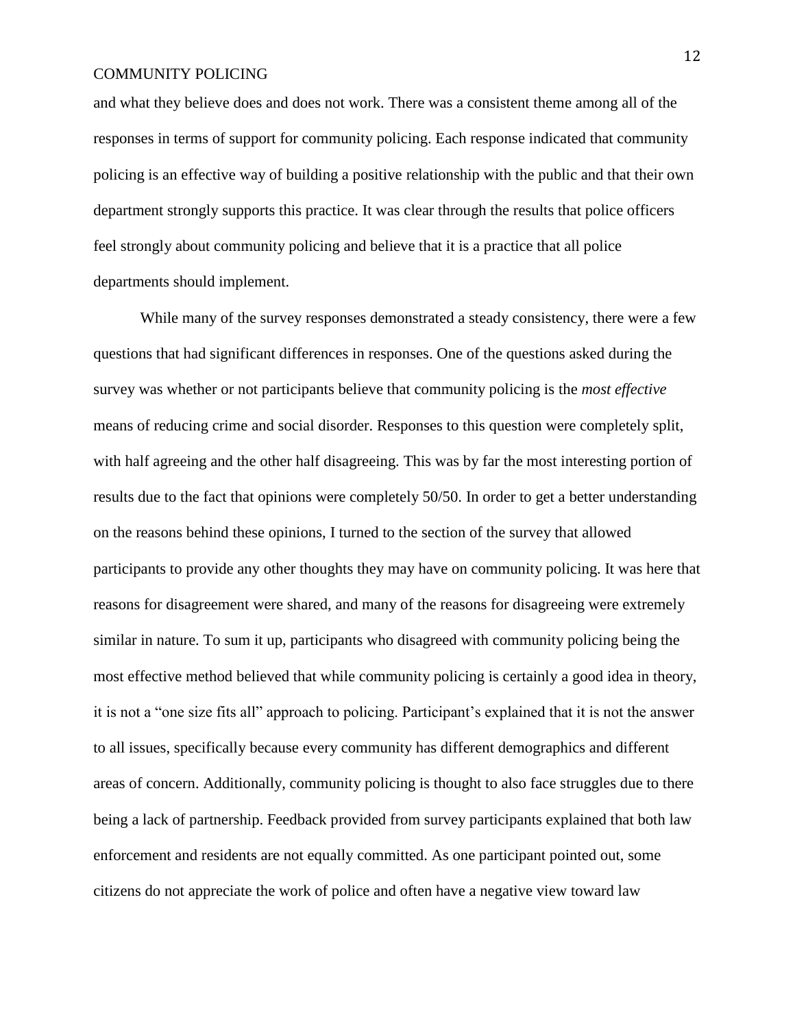and what they believe does and does not work. There was a consistent theme among all of the responses in terms of support for community policing. Each response indicated that community policing is an effective way of building a positive relationship with the public and that their own department strongly supports this practice. It was clear through the results that police officers feel strongly about community policing and believe that it is a practice that all police departments should implement.

While many of the survey responses demonstrated a steady consistency, there were a few questions that had significant differences in responses. One of the questions asked during the survey was whether or not participants believe that community policing is the *most effective* means of reducing crime and social disorder. Responses to this question were completely split, with half agreeing and the other half disagreeing. This was by far the most interesting portion of results due to the fact that opinions were completely 50/50. In order to get a better understanding on the reasons behind these opinions, I turned to the section of the survey that allowed participants to provide any other thoughts they may have on community policing. It was here that reasons for disagreement were shared, and many of the reasons for disagreeing were extremely similar in nature. To sum it up, participants who disagreed with community policing being the most effective method believed that while community policing is certainly a good idea in theory, it is not a "one size fits all" approach to policing. Participant's explained that it is not the answer to all issues, specifically because every community has different demographics and different areas of concern. Additionally, community policing is thought to also face struggles due to there being a lack of partnership. Feedback provided from survey participants explained that both law enforcement and residents are not equally committed. As one participant pointed out, some citizens do not appreciate the work of police and often have a negative view toward law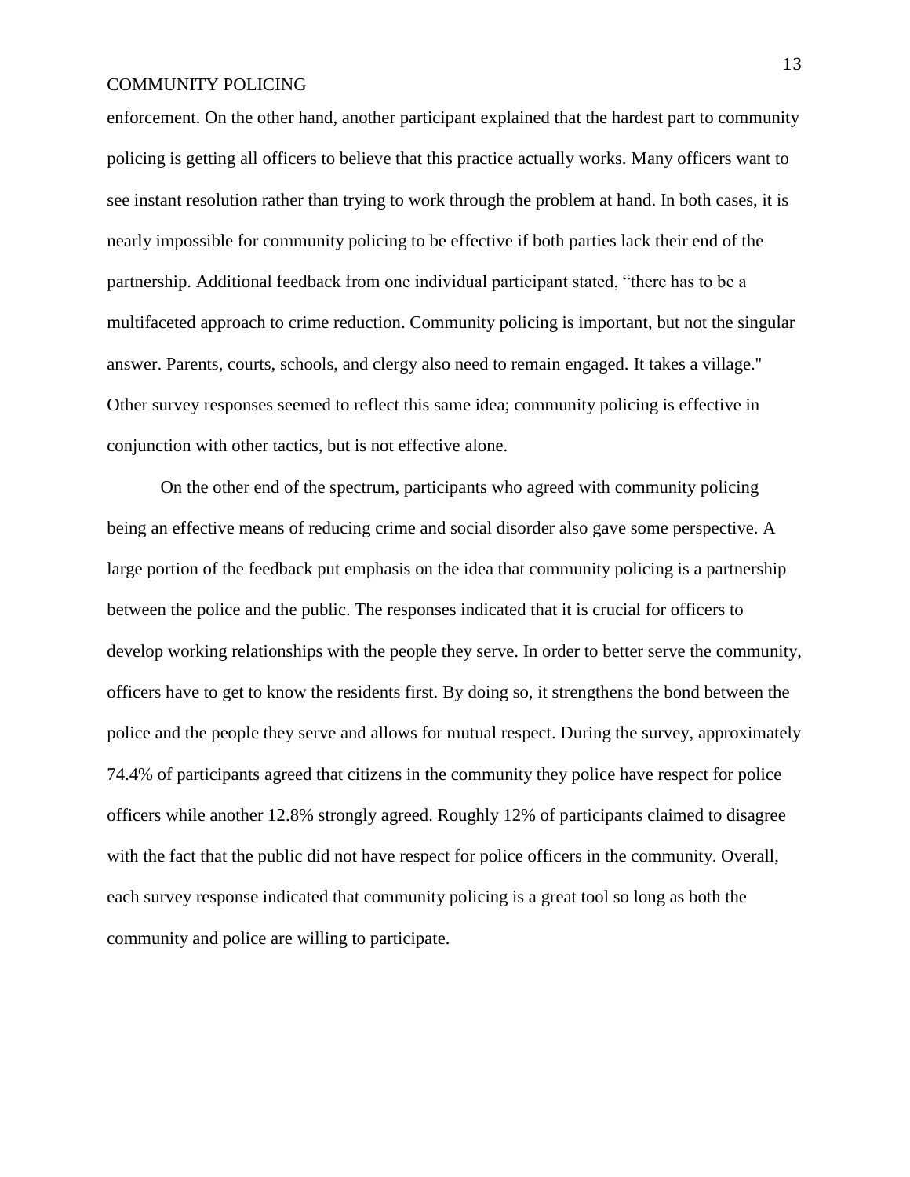enforcement. On the other hand, another participant explained that the hardest part to community policing is getting all officers to believe that this practice actually works. Many officers want to see instant resolution rather than trying to work through the problem at hand. In both cases, it is nearly impossible for community policing to be effective if both parties lack their end of the partnership. Additional feedback from one individual participant stated, "there has to be a multifaceted approach to crime reduction. Community policing is important, but not the singular answer. Parents, courts, schools, and clergy also need to remain engaged. It takes a village." Other survey responses seemed to reflect this same idea; community policing is effective in conjunction with other tactics, but is not effective alone.

On the other end of the spectrum, participants who agreed with community policing being an effective means of reducing crime and social disorder also gave some perspective. A large portion of the feedback put emphasis on the idea that community policing is a partnership between the police and the public. The responses indicated that it is crucial for officers to develop working relationships with the people they serve. In order to better serve the community, officers have to get to know the residents first. By doing so, it strengthens the bond between the police and the people they serve and allows for mutual respect. During the survey, approximately 74.4% of participants agreed that citizens in the community they police have respect for police officers while another 12.8% strongly agreed. Roughly 12% of participants claimed to disagree with the fact that the public did not have respect for police officers in the community. Overall, each survey response indicated that community policing is a great tool so long as both the community and police are willing to participate.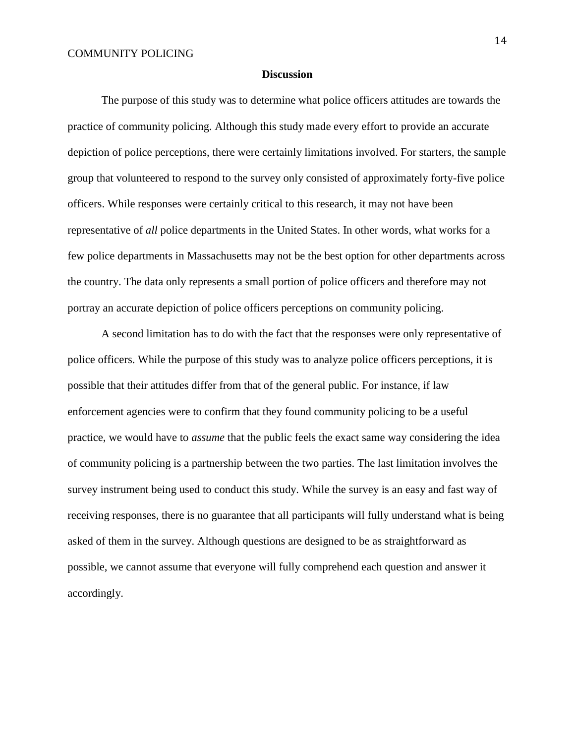## Discussion

The purpose of this study was to determine what police officers attitudes are towards the practice of community policing. Although this study made every effort to provide an accurate depiction of police perceptions, there were certainly limitations involved. For starters, the sample group that volunteered to respond to the survey only consisted of approximately forty-five police officers. While responses were certainly critical to this research, it may not have been representative of *all* police departments in the United States. In other words, what works for a few police departments in Massachusetts may not be the best option for other departments across the country. The data only represents a small portion of police officers and therefore may not portray an accurate depiction of police officers perceptions on community policing.

A second limitation has to do with the fact that the responses were only representative of police officers. While the purpose of this study was to analyze police officers perceptions, it is possible that their attitudes differ from that of the general public. For instance, if law enforcement agencies were to confirm that they found community policing to be a useful practice, we would have to *assume* that the public feels the exact same way considering the idea of community policing is a partnership between the two parties. The last limitation involves the survey instrument being used to conduct this study. While the survey is an easy and fast way of receiving responses, there is no guarantee that all participants will fully understand what is being asked of them in the survey. Although questions are designed to be as straightforward as possible, we cannot assume that everyone will fully comprehend each question and answer it accordingly.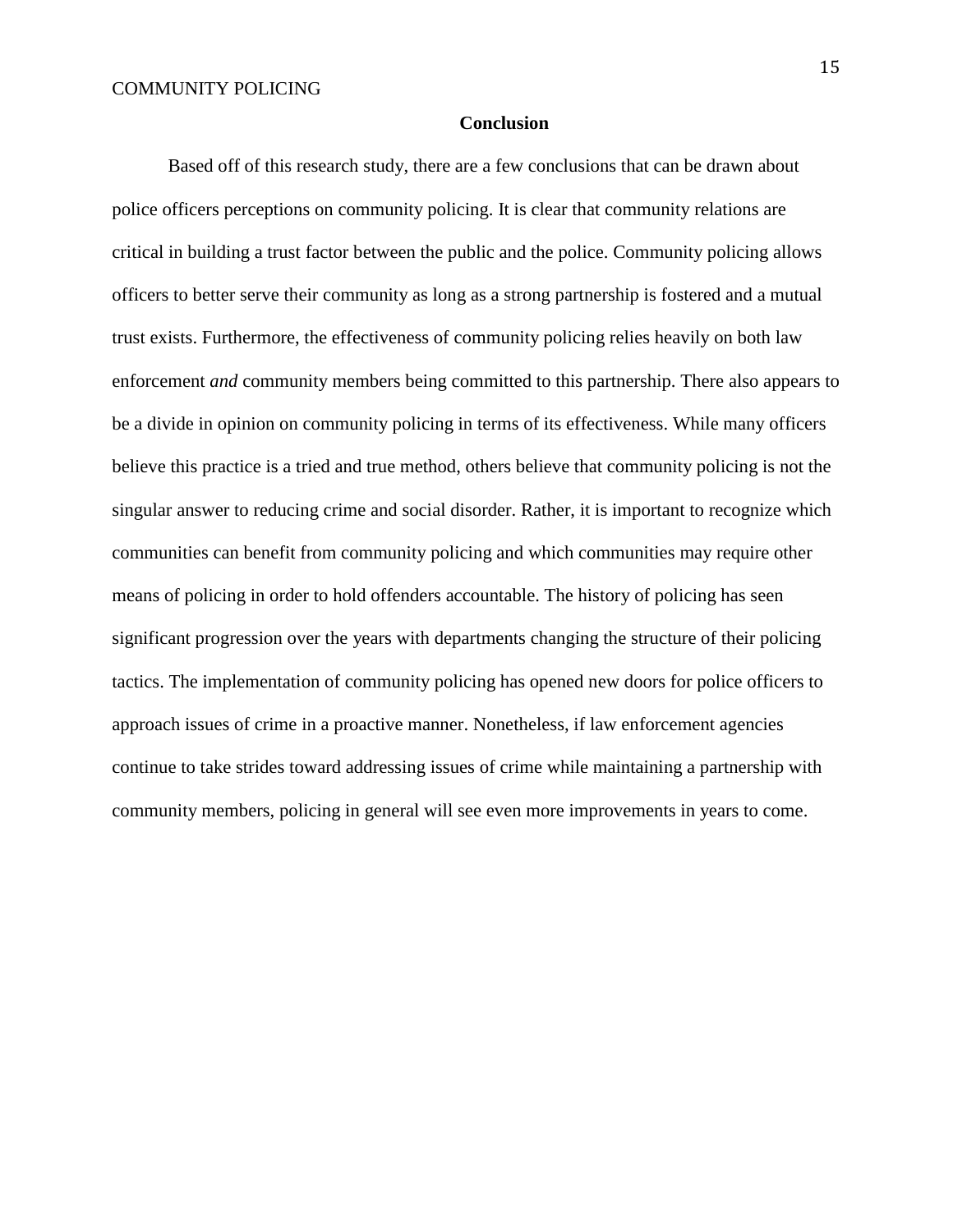## Conclusion

Based off of this research study, there are a few conclusions that can be drawn about police officers perceptions on community policing. It is clear that community relations are critical in building a trust factor between the public and the police. Community policing allows officers to better serve their community as long as a strong partnership is fostered and a mutual trust exists. Furthermore, the effectiveness of community policing relies heavily on both law enforcement *and* community members being committed to this partnership. There also appears to be a divide in opinion on community policing in terms of its effectiveness. While many officers believe this practice is a tried and true method, others believe that community policing is not the singular answer to reducing crime and social disorder. Rather, it is important to recognize which communities can benefit from community policing and which communities may require other means of policing in order to hold offenders accountable. The history of policing has seen significant progression over the years with departments changing the structure of their policing tactics. The implementation of community policing has opened new doors for police officers to approach issues of crime in a proactive manner. Nonetheless, if law enforcement agencies continue to take strides toward addressing issues of crime while maintaining a partnership with community members, policing in general will see even more improvements in years to come.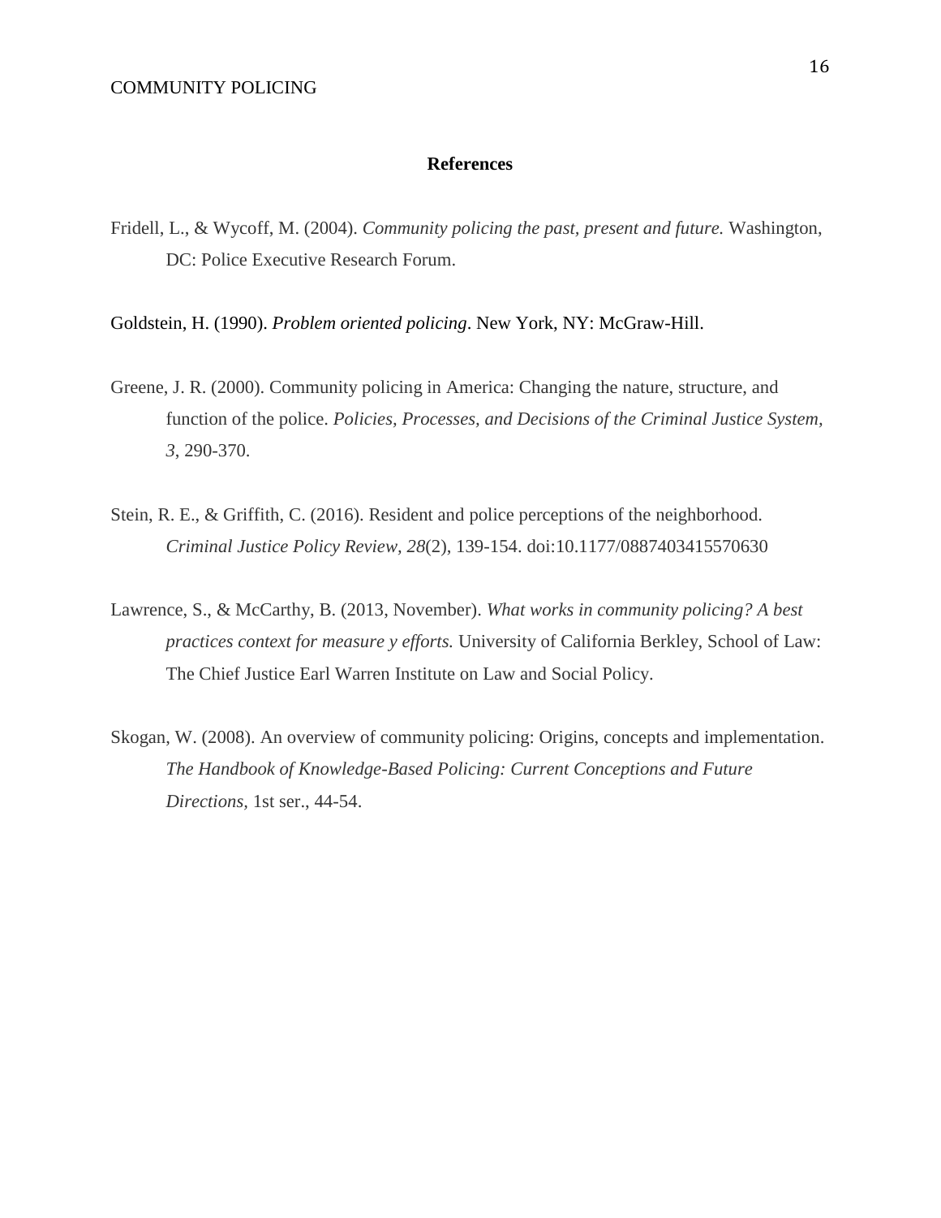# References

Fridell, L., & Wycoff, M. (2004). *Community policing the past, present and future.* Washington, DC: Police Executive Research Forum.

Goldstein, H. (1990). *Problem oriented policing*. New York, NY: McGraw-Hill.

Greene, J. R. (2000). Community policing in America: Changing the nature, structure, and function of the police. *Policies, Processes, and Decisions of the Criminal Justice System, 3*, 290-370.

Stein, R. E., & Griffith, C. (2016). Resident and police perceptions of the neighborhood. *Criminal Justice Policy Review, 28*(2), 139-154. doi:10.1177/0887403415570630

Lawrence, S., & McCarthy, B. (2013, November). *What works in community policing? A best practices context for measure y efforts.* University of California Berkley, School of Law: The Chief Justice Earl Warren Institute on Law and Social Policy.

Skogan, W. (2008). An overview of community policing: Origins, concepts and implementation. *The Handbook of Knowledge-Based Policing: Current Conceptions and Future Directions,* 1st ser., 44-54.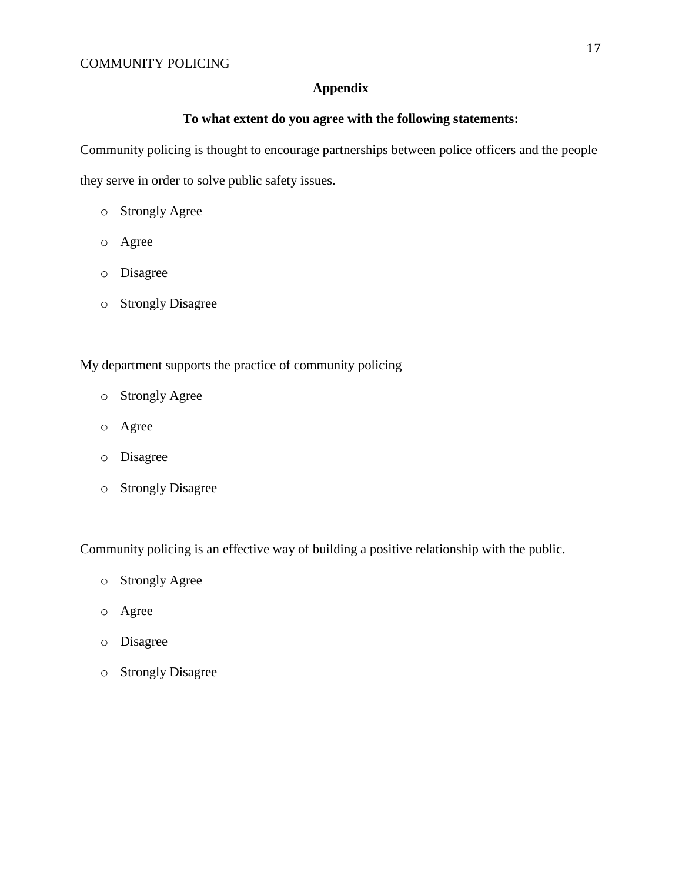## Appendix

### To what extent do you agree with the following statements:

Community policing is thought to encourage partnerships between police officers and the people they serve in order to solve public safety issues.

- Strongly Agree
- Agree
- Disagree
- Strongly Disagree

My department supports the practice of community policing

- Strongly Agree
- Agree
- Disagree
- Strongly Disagree

Community policing is an effective way of building a positive relationship with the public.

- Strongly Agree
- Agree
- Disagree
- Strongly Disagree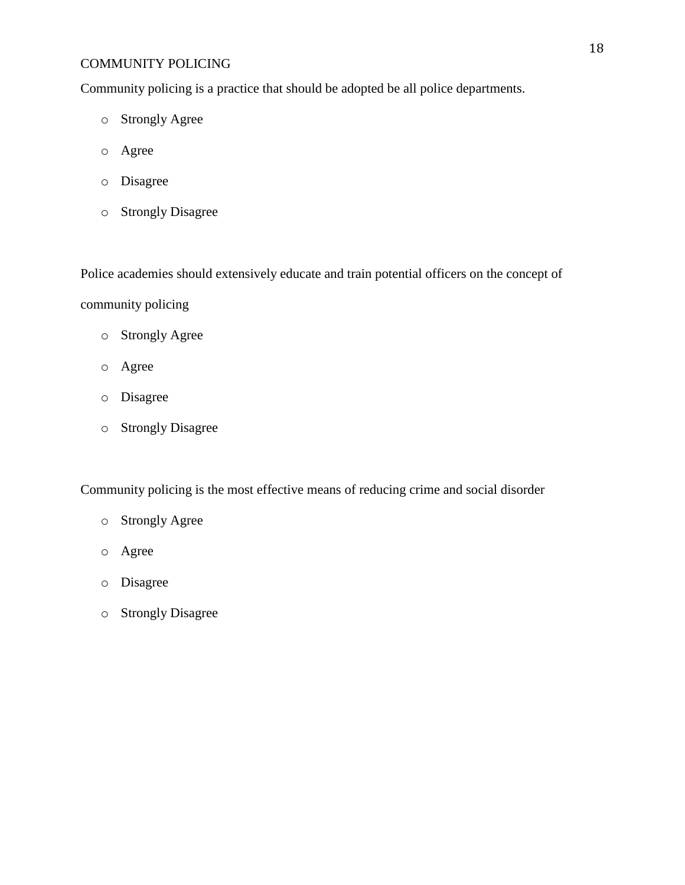Community policing is a practice that should be adopted be all police departments.

- Strongly Agree
- Agree
- Disagree
- Strongly Disagree

Police academies should extensively educate and train potential officers on the concept of community policing

- Strongly Agree
- Agree
- Disagree
- Strongly Disagree

Community policing is the most effective means of reducing crime and social disorder

- Strongly Agree
- Agree
- Disagree
- Strongly Disagree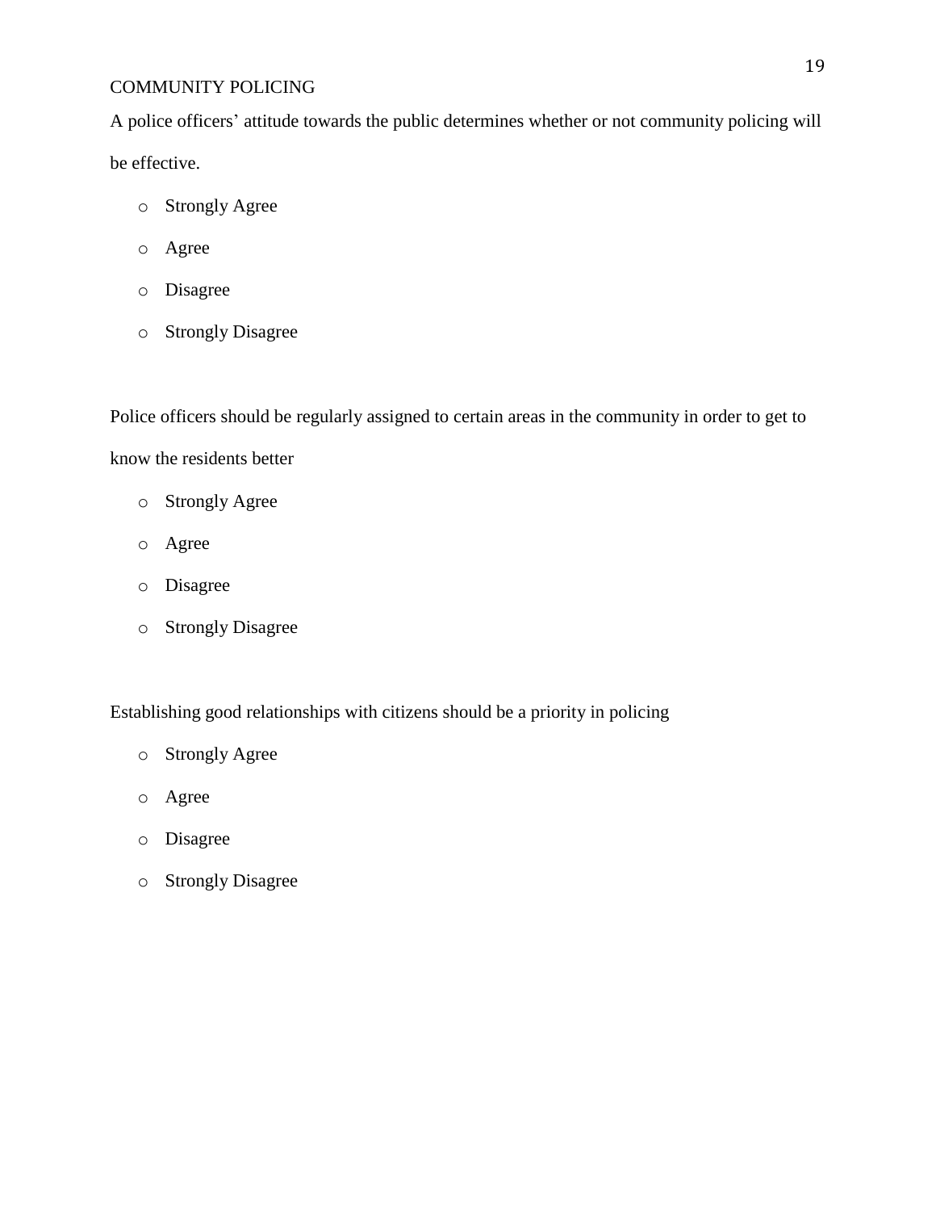A police officers’ attitude towards the public determines whether or not community policing will be effective.

- Strongly Agree
- Agree
- Disagree
- Strongly Disagree

Police officers should be regularly assigned to certain areas in the community in order to get to know the residents better

- Strongly Agree
- Agree
- Disagree
- Strongly Disagree

Establishing good relationships with citizens should be a priority in policing

- Strongly Agree
- Agree
- Disagree
- Strongly Disagree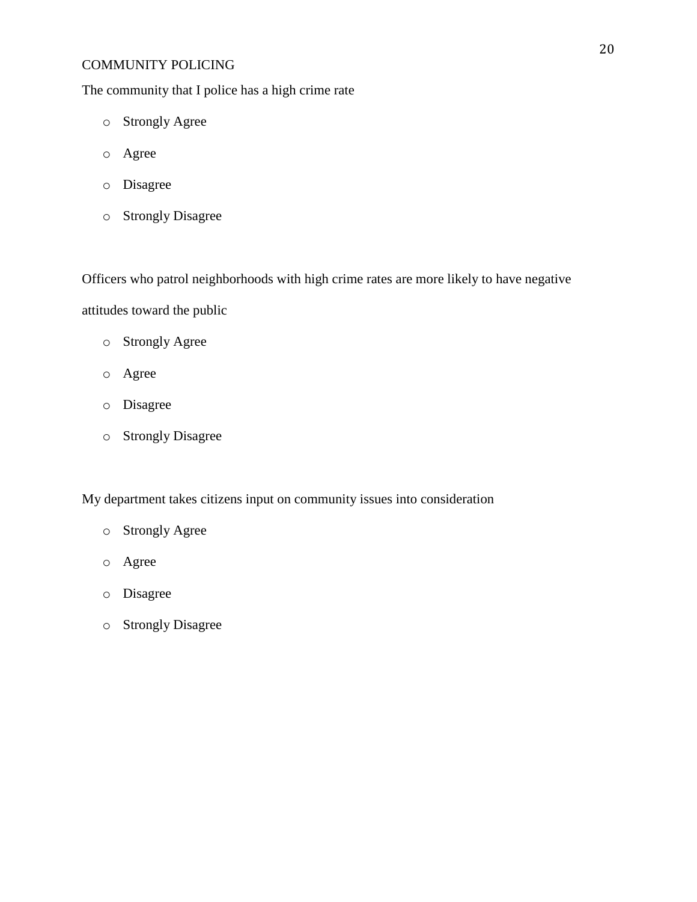The community that I police has a high crime rate

- Strongly Agree
- Agree
- Disagree
- Strongly Disagree

Officers who patrol neighborhoods with high crime rates are more likely to have negative attitudes toward the public

- Strongly Agree
- Agree
- Disagree
- Strongly Disagree

My department takes citizens input on community issues into consideration

- Strongly Agree
- Agree
- Disagree
- Strongly Disagree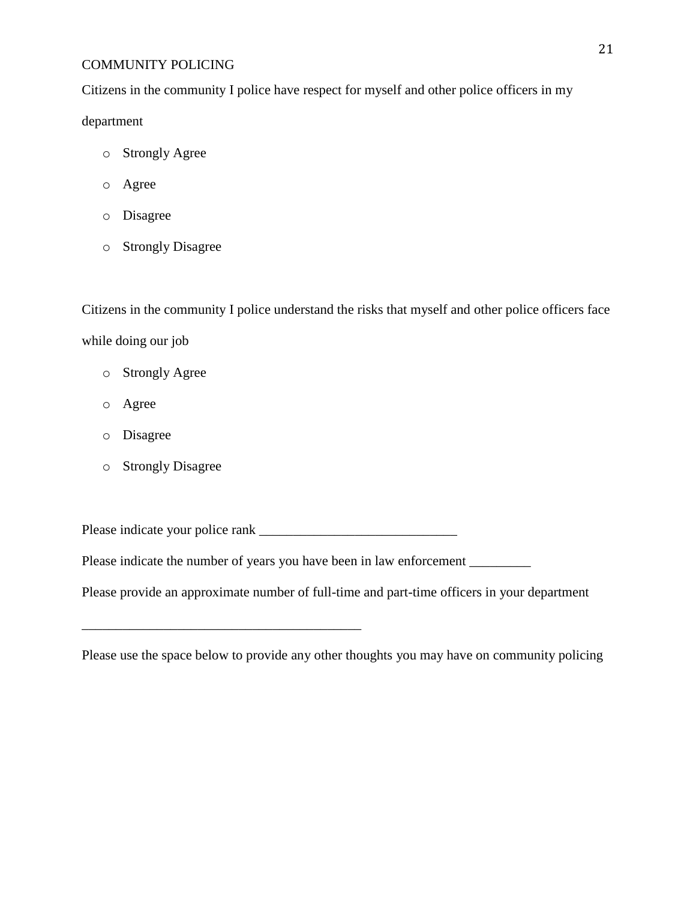Citizens in the community I police have respect for myself and other police officers in my department

- Strongly Agree
- Agree
- Disagree
- Strongly Disagree

Citizens in the community I police understand the risks that myself and other police officers face while doing our job

- Strongly Agree
- Agree
- Disagree
- Strongly Disagree

Please indicate your police rank _____________________________

Please indicate the number of years you have been in law enforcement _________

Please provide an approximate number of full-time and part-time officers in your department

________________________________________

Please use the space below to provide any other thoughts you may have on community policing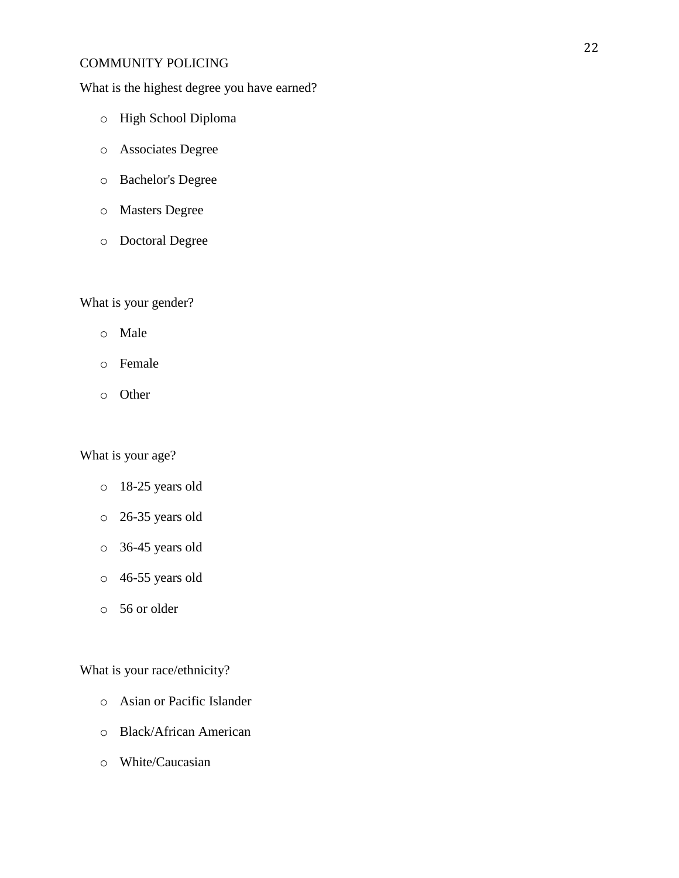What is the highest degree you have earned?

- High School Diploma
- Associates Degree
- Bachelor's Degree
- Masters Degree
- Doctoral Degree

What is your gender?

- Male
- Female
- Other

What is your age?

- 18-25 years old
- 26-35 years old
- 36-45 years old
- 46-55 years old
- 56 or older

What is your race/ethnicity?

- Asian or Pacific Islander
- Black/African American
- White/Caucasian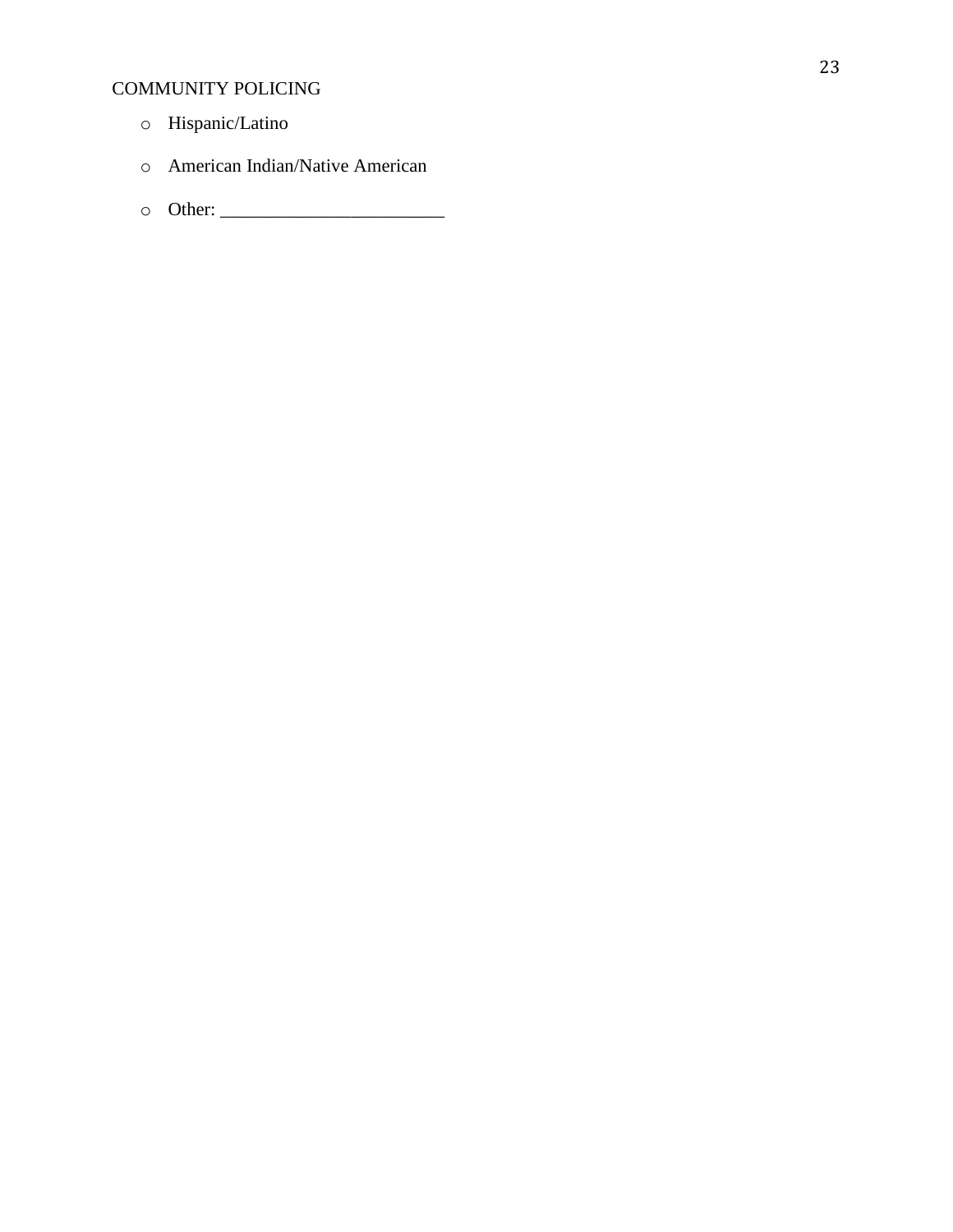- Hispanic/Latino
- American Indian/Native American
- Other: ________________________